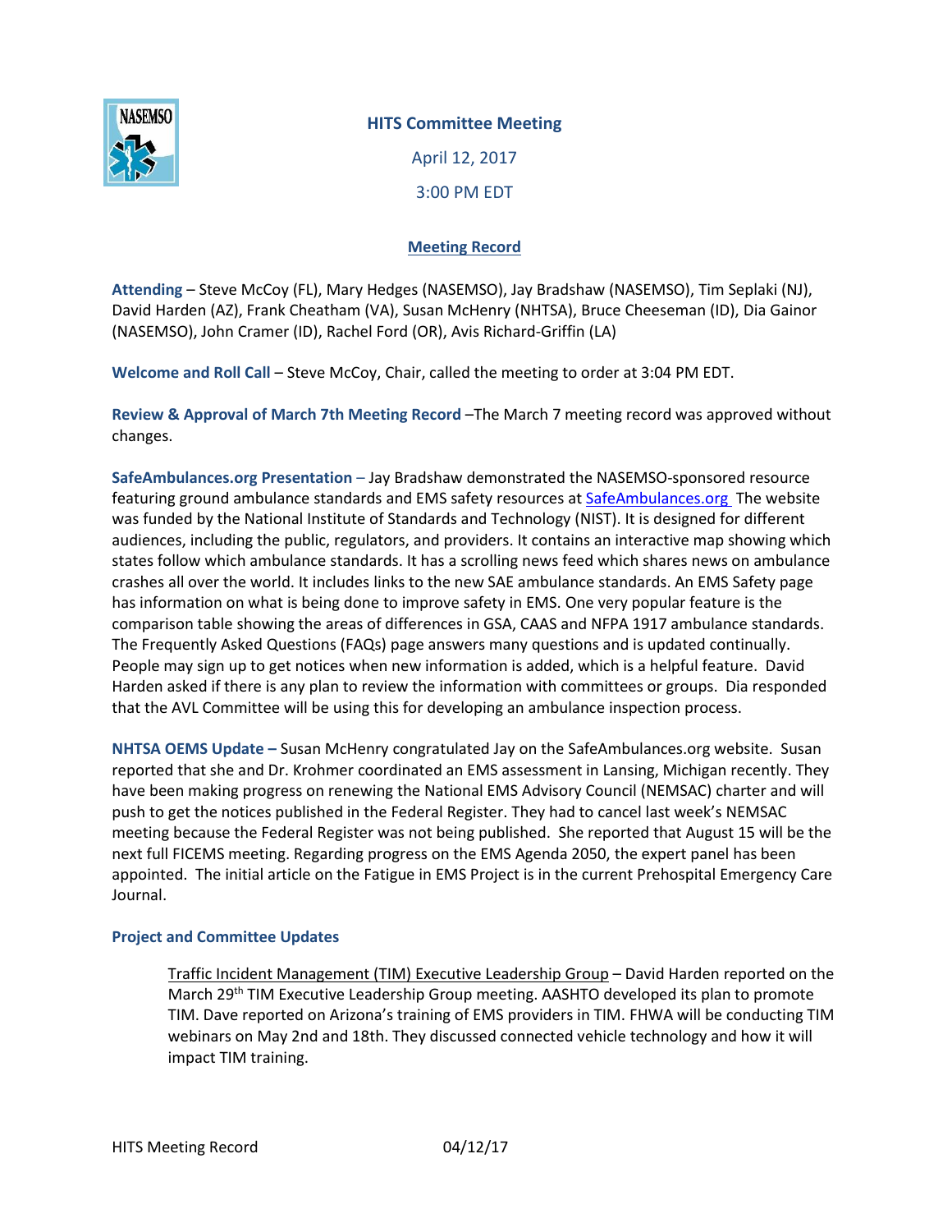# HITS Committee Meeting

April 12, 2017

3:00 PM EDT

## Meeting Record

**Attending** – Steve McCoy (FL), Mary Hedges (NASEMSO), Jay Bradshaw (NASEMSO), Tim Seplaki (NJ), David Harden (AZ), Frank Cheatham (VA), Susan McHenry (NHTSA), Bruce Cheeseman (ID), Dia Gainor (NASEMSO), John Cramer (ID), Rachel Ford (OR), Avis Richard-Griffin (LA)

**Welcome and Roll Call** – Steve McCoy, Chair, called the meeting to order at 3:04 PM EDT.

**Review & Approval of March 7th Meeting Record** –The March 7 meeting record was approved without changes.

**SafeAmbulances.org Presentation** – Jay Bradshaw demonstrated the NASEMSO-sponsored resource featuring ground ambulance standards and EMS safety resources at SafeAmbulances.org The website was funded by the National Institute of Standards and Technology (NIST). It is designed for different audiences, including the public, regulators, and providers. It contains an interactive map showing which states follow which ambulance standards. It has a scrolling news feed which shares news on ambulance crashes all over the world. It includes links to the new SAE ambulance standards. An EMS Safety page has information on what is being done to improve safety in EMS. One very popular feature is the comparison table showing the areas of differences in GSA, CAAS and NFPA 1917 ambulance standards. The Frequently Asked Questions (FAQs) page answers many questions and is updated continually. People may sign up to get notices when new information is added, which is a helpful feature. David Harden asked if there is any plan to review the information with committees or groups. Dia responded that the AVL Committee will be using this for developing an ambulance inspection process.

**NHTSA OEMS Update –** Susan McHenry congratulated Jay on the SafeAmbulances.org website. Susan reported that she and Dr. Krohmer coordinated an EMS assessment in Lansing, Michigan recently. They have been making progress on renewing the National EMS Advisory Council (NEMSAC) charter and will push to get the notices published in the Federal Register. They had to cancel last week's NEMSAC meeting because the Federal Register was not being published. She reported that August 15 will be the next full FICEMS meeting. Regarding progress on the EMS Agenda 2050, the expert panel has been appointed. The initial article on the Fatigue in EMS Project is in the current Prehospital Emergency Care Journal.

**Project and Committee Updates**

Traffic Incident Management (TIM) Executive Leadership Group – David Harden reported on the March 29th TIM Executive Leadership Group meeting. AASHTO developed its plan to promote TIM. Dave reported on Arizona's training of EMS providers in TIM. FHWA will be conducting TIM webinars on May 2nd and 18th. They discussed connected vehicle technology and how it will impact TIM training.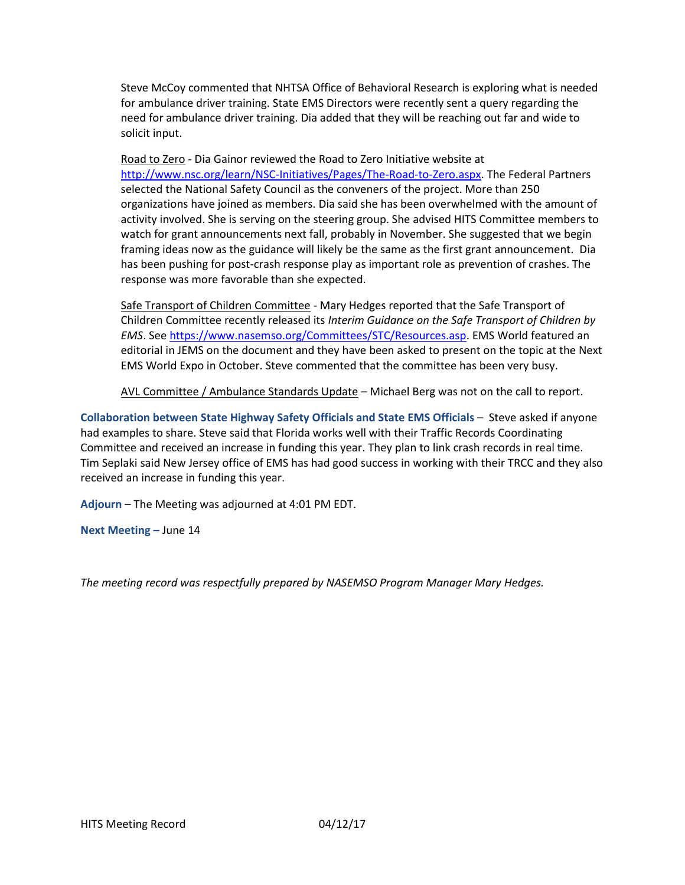Steve McCoy commented that NHTSA Office of Behavioral Research is exploring what is needed for ambulance driver training. State EMS Directors were recently sent a query regarding the need for ambulance driver training. Dia added that they will be reaching out far and wide to solicit input.

Road to Zero - Dia Gainor reviewed the Road to Zero Initiative website at http://www.nsc.org/learn/NSC-Initiatives/Pages/The-Road-to-Zero.aspx. The Federal Partners selected the National Safety Council as the conveners of the project. More than 250 organizations have joined as members. Dia said she has been overwhelmed with the amount of activity involved. She is serving on the steering group. She advised HITS Committee members to watch for grant announcements next fall, probably in November. She suggested that we begin framing ideas now as the guidance will likely be the same as the first grant announcement. Dia has been pushing for post-crash response play as important role as prevention of crashes. The response was more favorable than she expected.

Safe Transport of Children Committee - Mary Hedges reported that the Safe Transport of Children Committee recently released its *Interim Guidance on the Safe Transport of Children by EMS*. See https://www.nasemso.org/Committees/STC/Resources.asp. EMS World featured an editorial in JEMS on the document and they have been asked to present on the topic at the Next EMS World Expo in October. Steve commented that the committee has been very busy.

AVL Committee / Ambulance Standards Update – Michael Berg was not on the call to report.

**Collaboration between State Highway Safety Officials and State EMS Officials** – Steve asked if anyone had examples to share. Steve said that Florida works well with their Traffic Records Coordinating Committee and received an increase in funding this year. They plan to link crash records in real time. Tim Seplaki said New Jersey office of EMS has had good success in working with their TRCC and they also received an increase in funding this year.

**Adjourn** – The Meeting was adjourned at 4:01 PM EDT.

**Next Meeting –** June 14

*The meeting record was respectfully prepared by NASEMSO Program Manager Mary Hedges.*